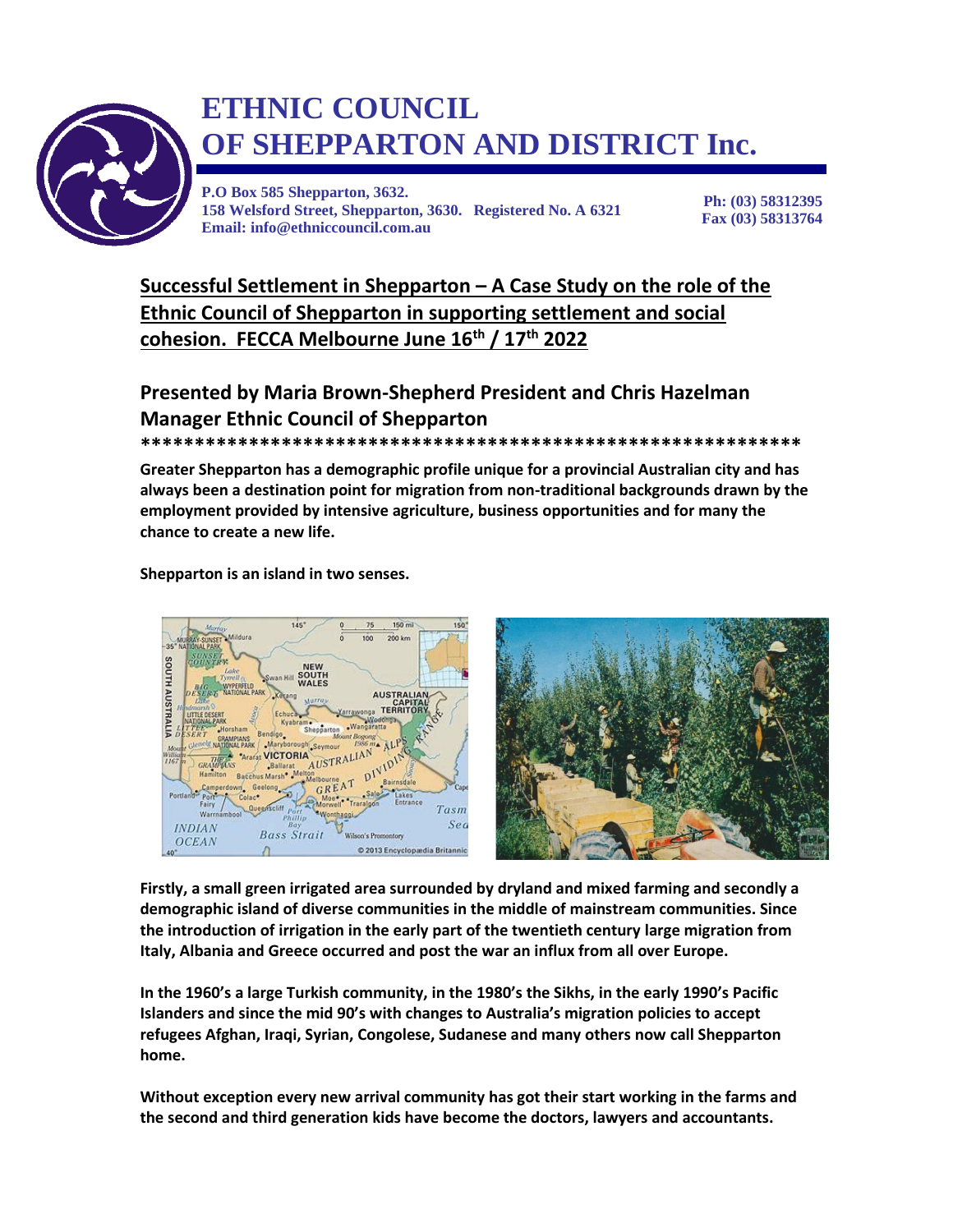# ETHNIC COUNCIL OF SHEPPARTON AND DISTRICT Inc.

**P.O Box 585 Shepparton, 3632.**
**158 Welsford Street, Shepparton, 3630. Registered No. A 6321**
**Email: info@ethniccouncil.com.au**

**Ph: (03) 58312395**
**Fax (03) 58313764**

## Successful Settlement in Shepparton – A Case Study on the role of the Ethnic Council of Shepparton in supporting settlement and social cohesion. FECCA Melbourne June 16th / 17th 2022

## Presented by Maria Brown-Shepherd President and Chris Hazelman Manager Ethnic Council of Shepparton

**************************************************************

**Greater Shepparton has a demographic profile unique for a provincial Australian city and has always been a destination point for migration from non-traditional backgrounds drawn by the employment provided by intensive agriculture, business opportunities and for many the chance to create a new life.**

**Shepparton is an island in two senses.**

**Firstly, a small green irrigated area surrounded by dryland and mixed farming and secondly a demographic island of diverse communities in the middle of mainstream communities. Since the introduction of irrigation in the early part of the twentieth century large migration from Italy, Albania and Greece occurred and post the war an influx from all over Europe.**

**In the 1960's a large Turkish community, in the 1980's the Sikhs, in the early 1990's Pacific Islanders and since the mid 90's with changes to Australia's migration policies to accept refugees Afghan, Iraqi, Syrian, Congolese, Sudanese and many others now call Shepparton home.**

**Without exception every new arrival community has got their start working in the farms and the second and third generation kids have become the doctors, lawyers and accountants.**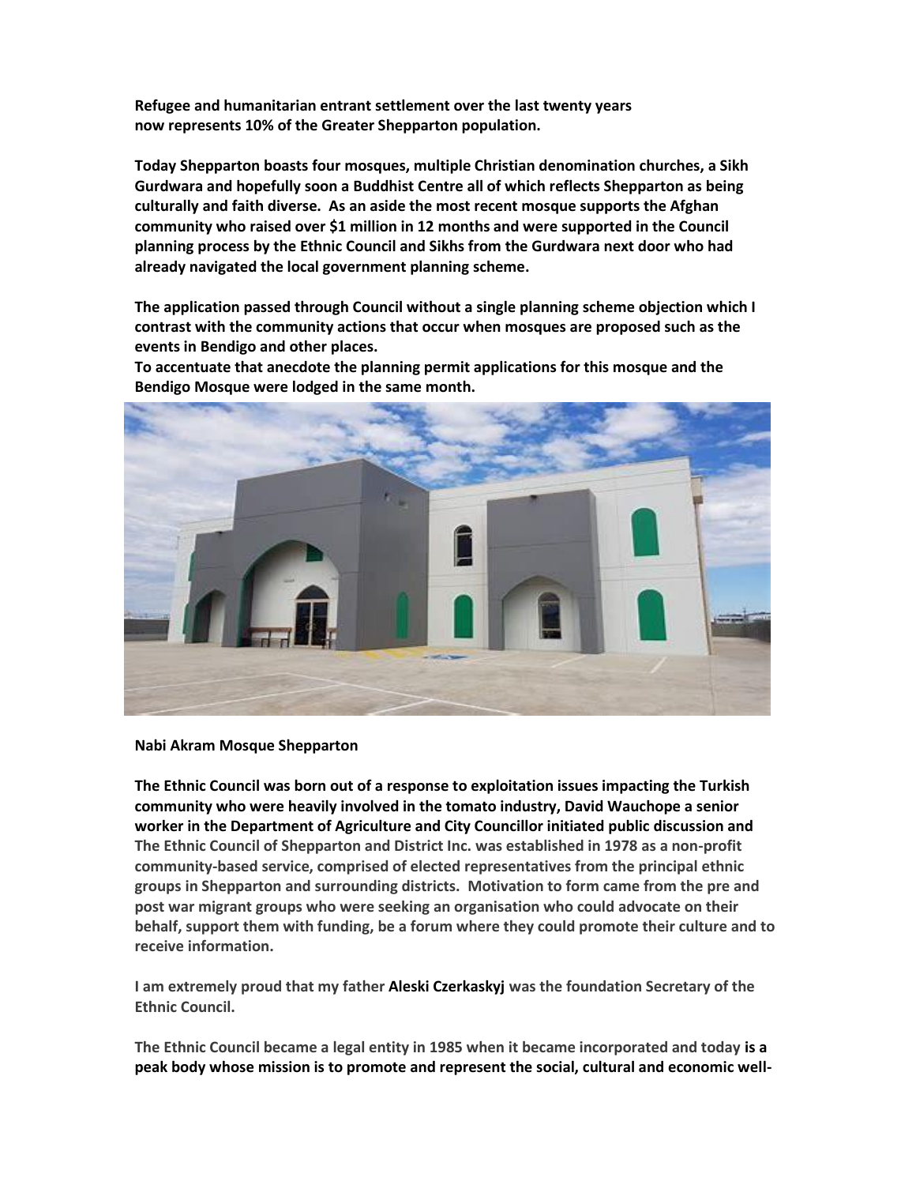**Refugee and humanitarian entrant settlement over the last twenty years now represents 10% of the Greater Shepparton population.**

**Today Shepparton boasts four mosques, multiple Christian denomination churches, a Sikh Gurdwara and hopefully soon a Buddhist Centre all of which reflects Shepparton as being culturally and faith diverse. As an aside the most recent mosque supports the Afghan community who raised over $1 million in 12 months and were supported in the Council planning process by the Ethnic Council and Sikhs from the Gurdwara next door who had already navigated the local government planning scheme.**

**The application passed through Council without a single planning scheme objection which I contrast with the community actions that occur when mosques are proposed such as the events in Bendigo and other places.**
**To accentuate that anecdote the planning permit applications for this mosque and the Bendigo Mosque were lodged in the same month.**

**Nabi Akram Mosque Shepparton**

**The Ethnic Council was born out of a response to exploitation issues impacting the Turkish community who were heavily involved in the tomato industry, David Wauchope a senior worker in the Department of Agriculture and City Councillor initiated public discussion and** **The Ethnic Council of Shepparton and District Inc. was established in 1978 as a non-profit community-based service, comprised of elected representatives from the principal ethnic groups in Shepparton and surrounding districts. Motivation to form came from the pre and post war migrant groups who were seeking an organisation who could advocate on their behalf, support them with funding, be a forum where they could promote their culture and to receive information.**

**I am extremely proud that my father Aleski Czerkaskyj was the foundation Secretary of the Ethnic Council.**

**The Ethnic Council became a legal entity in 1985 when it became incorporated and today is a peak body whose mission is to promote and represent the social, cultural and economic well-**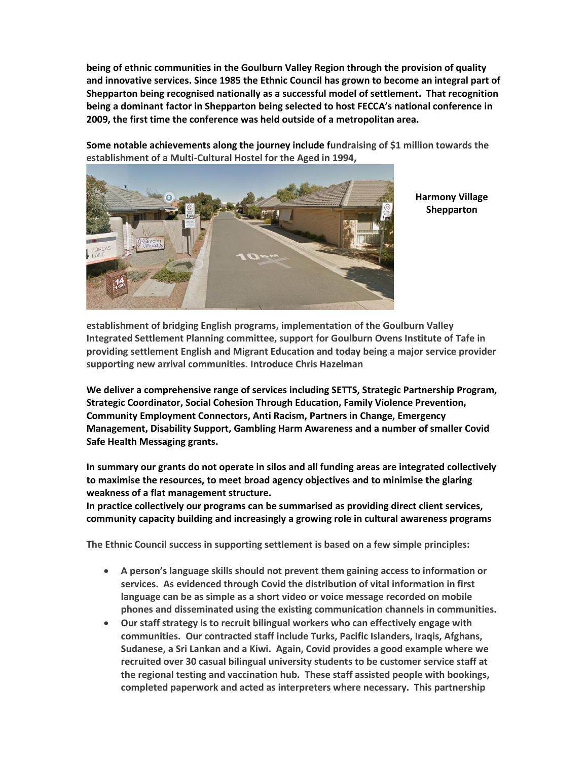**being of ethnic communities in the Goulburn Valley Region through the provision of quality and innovative services. Since 1985 the Ethnic Council has grown to become an integral part of Shepparton being recognised nationally as a successful model of settlement. That recognition being a dominant factor in Shepparton being selected to host FECCA's national conference in 2009, the first time the conference was held outside of a metropolitan area.**

**Some notable achievements along the journey include fundraising of $1 million towards the establishment of a Multi-Cultural Hostel for the Aged in 1994,**

**Harmony Village Shepparton**

**establishment of bridging English programs, implementation of the Goulburn Valley Integrated Settlement Planning committee, support for Goulburn Ovens Institute of Tafe in providing settlement English and Migrant Education and today being a major service provider supporting new arrival communities. Introduce Chris Hazelman**

**We deliver a comprehensive range of services including SETTS, Strategic Partnership Program, Strategic Coordinator, Social Cohesion Through Education, Family Violence Prevention, Community Employment Connectors, Anti Racism, Partners in Change, Emergency Management, Disability Support, Gambling Harm Awareness and a number of smaller Covid Safe Health Messaging grants.**

**In summary our grants do not operate in silos and all funding areas are integrated collectively to maximise the resources, to meet broad agency objectives and to minimise the glaring weakness of a flat management structure.**
**In practice collectively our programs can be summarised as providing direct client services, community capacity building and increasingly a growing role in cultural awareness programs**

**The Ethnic Council success in supporting settlement is based on a few simple principles:**

- **A person's language skills should not prevent them gaining access to information or services. As evidenced through Covid the distribution of vital information in first language can be as simple as a short video or voice message recorded on mobile phones and disseminated using the existing communication channels in communities.**
- **Our staff strategy is to recruit bilingual workers who can effectively engage with communities. Our contracted staff include Turks, Pacific Islanders, Iraqis, Afghans, Sudanese, a Sri Lankan and a Kiwi. Again, Covid provides a good example where we recruited over 30 casual bilingual university students to be customer service staff at the regional testing and vaccination hub. These staff assisted people with bookings, completed paperwork and acted as interpreters where necessary. This partnership**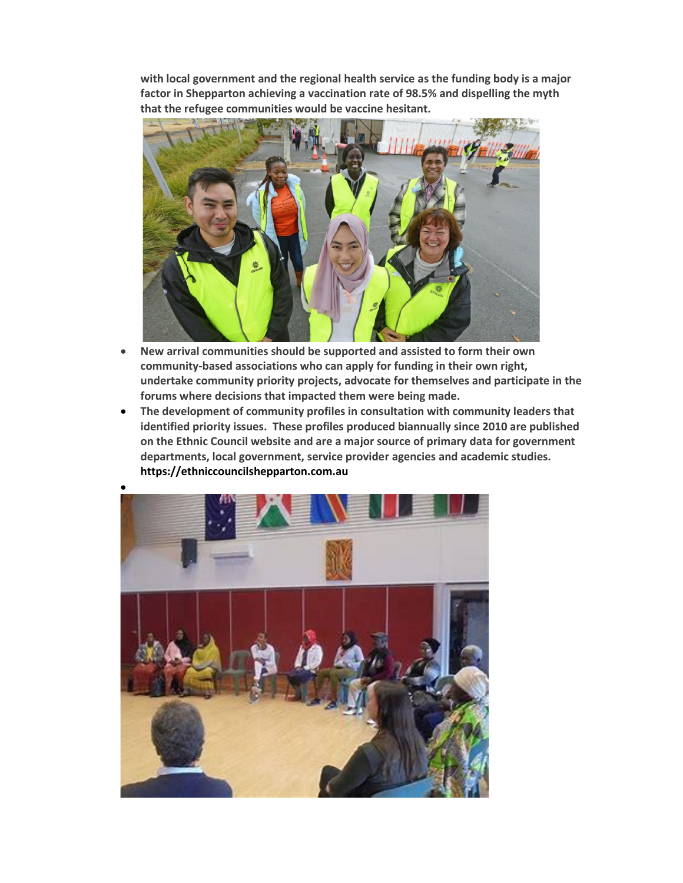**with local government and the regional health service as the funding body is a major factor in Shepparton achieving a vaccination rate of 98.5% and dispelling the myth that the refugee communities would be vaccine hesitant.**

- **New arrival communities should be supported and assisted to form their own community-based associations who can apply for funding in their own right, undertake community priority projects, advocate for themselves and participate in the forums where decisions that impacted them were being made.**
- **The development of community profiles in consultation with community leaders that identified priority issues. These profiles produced biannually since 2010 are published on the Ethnic Council website and are a major source of primary data for government departments, local government, service provider agencies and academic studies. https://ethniccouncilshepparton.com.au**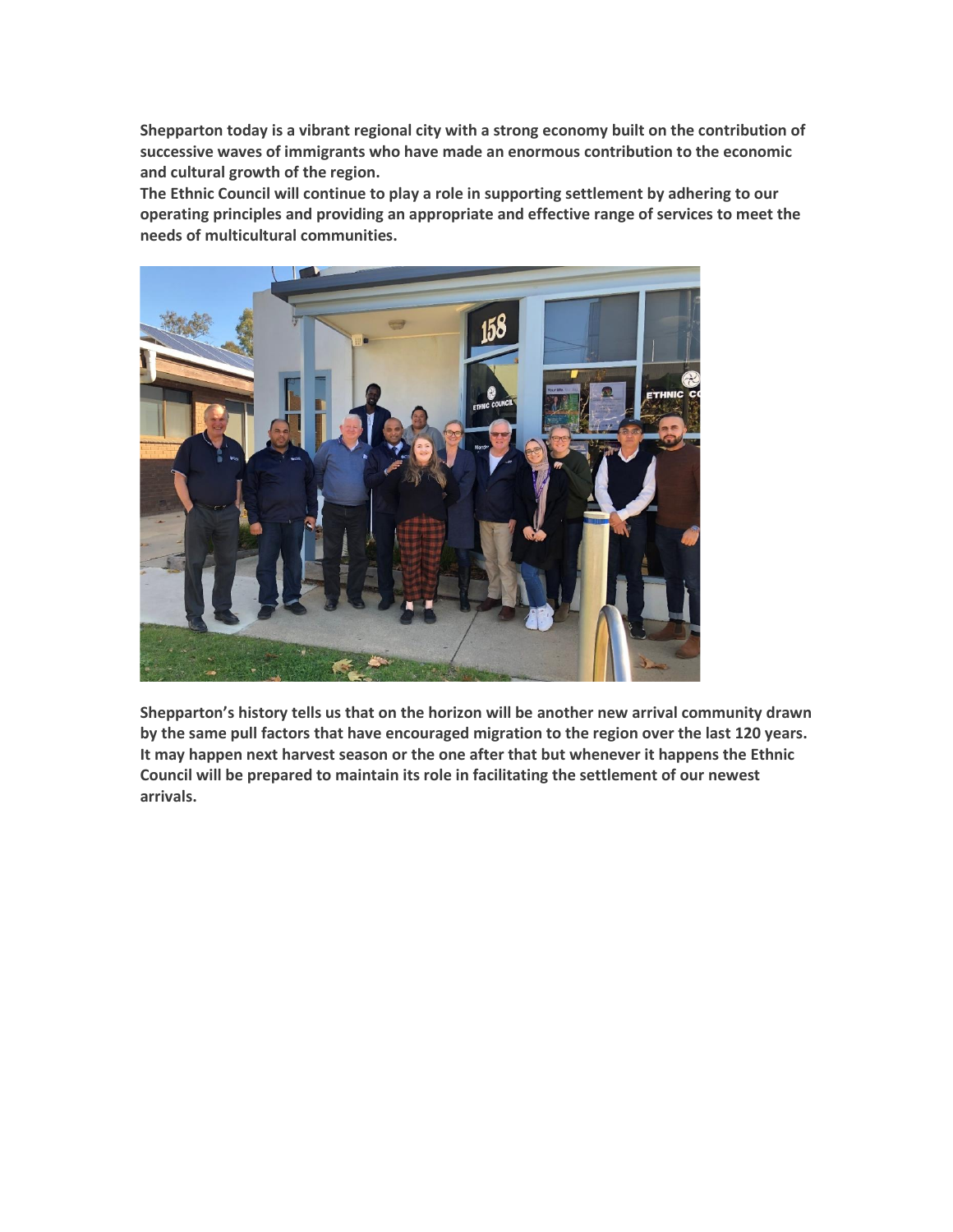**Shepparton today is a vibrant regional city with a strong economy built on the contribution of successive waves of immigrants who have made an enormous contribution to the economic and cultural growth of the region.**
**The Ethnic Council will continue to play a role in supporting settlement by adhering to our operating principles and providing an appropriate and effective range of services to meet the needs of multicultural communities.**

**Shepparton's history tells us that on the horizon will be another new arrival community drawn by the same pull factors that have encouraged migration to the region over the last 120 years. It may happen next harvest season or the one after that but whenever it happens the Ethnic Council will be prepared to maintain its role in facilitating the settlement of our newest arrivals.**